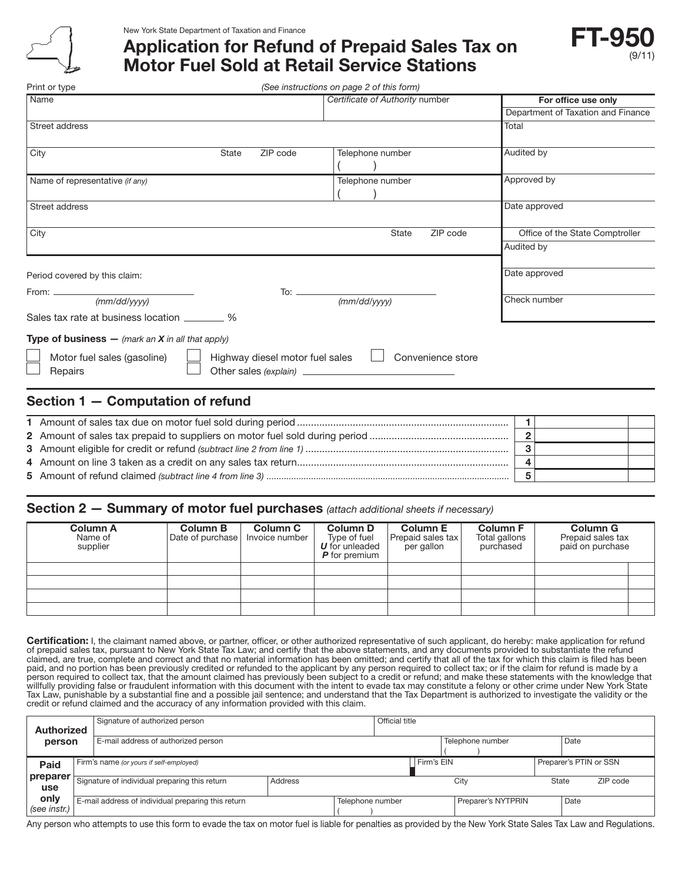New York State Department of Taxation and Finance

# Application for Refund of Prepaid Sales Tax on Motor Fuel Sold at Retail Service Stations

**FT-950** (9/11)

Print or type *(See instructions on page 2 of this form)*

| Name | | | *Certificate of Authority* number | For office use only |
|---|---|---|---|---|
| | | | | Department of Taxation and Finance |
| Street address | | | | Total |
| City | State | ZIP code | Telephone number ( ) | Audited by |
| Name of representative *(if any)* | | | Telephone number ( ) | Approved by |
| Street address | | | | Date approved |
| City | State | ZIP code | | Office of the State Comptroller |
| | | | | Audited by |
| | | | | Date approved |
| | | | | Check number |

Period covered by this claim:

From: ________________ *(mm/dd/yyyy)*   To: ________________ *(mm/dd/yyyy)*

Sales tax rate at business location ________ %

**Type of business —** *(mark an **X** in all that apply)*

- ☐ Motor fuel sales (gasoline)
- ☐ Highway diesel motor fuel sales
- ☐ Convenience store
- ☐ Repairs
- ☐ Other sales *(explain)* ________________

## Section 1 — Computation of refund

| | | | | |
|---|---|---|---|---|
| **1** | Amount of sales tax due on motor fuel sold during period | 1 | | |
| **2** | Amount of sales tax prepaid to suppliers on motor fuel sold during period | 2 | | |
| **3** | Amount eligible for credit or refund *(subtract line 2 from line 1)* | 3 | | |
| **4** | Amount on line 3 taken as a credit on any sales tax return | 4 | | |
| **5** | Amount of refund claimed *(subtract line 4 from line 3)* | 5 | | |

## Section 2 — Summary of motor fuel purchases *(attach additional sheets if necessary)*

| **Column A** Name of supplier | **Column B** Date of purchase | **Column C** Invoice number | **Column D** Type of fuel ***U*** for unleaded ***P*** for premium | **Column E** Prepaid sales tax per gallon | **Column F** Total gallons purchased | **Column G** Prepaid sales tax paid on purchase | |
|---|---|---|---|---|---|---|---|
| | | | | | | | |
| | | | | | | | |
| | | | | | | | |
| | | | | | | | |

**Certification:** I, the claimant named above, or partner, officer, or other authorized representative of such applicant, do hereby: make application for refund of prepaid sales tax, pursuant to New York State Tax Law; and certify that the above statements, and any documents provided to substantiate the refund claimed, are true, complete and correct and that no material information has been omitted; and certify that all of the tax for which this claim is filed has been paid, and no portion has been previously credited or refunded to the applicant by any person required to collect tax; or if the claim for refund is made by a person required to collect tax, that the amount claimed has previously been subject to a credit or refund; and make these statements with the knowledge that willfully providing false or fraudulent information with this document with the intent to evade tax may constitute a felony or other crime under New York State Tax Law, punishable by a substantial fine and a possible jail sentence; and understand that the Tax Department is authorized to investigate the validity or the credit or refund claimed and the accuracy of any information provided with this claim.

| **Authorized person** | Signature of authorized person | | Official title | | |
|---|---|---|---|---|---|
| | E-mail address of authorized person | | | Telephone number ( ) | Date |

| **Paid preparer use only** *(see instr.)* | Firm's name *(or yours if self-employed)* | | Firm's EIN | Preparer's PTIN or SSN | |
|---|---|---|---|---|---|
| | Signature of individual preparing this return | Address | City | State | ZIP code |
| | E-mail address of individual preparing this return | Telephone number ( ) | Preparer's NYTPRIN | Date | |

Any person who attempts to use this form to evade the tax on motor fuel is liable for penalties as provided by the New York State Sales Tax Law and Regulations.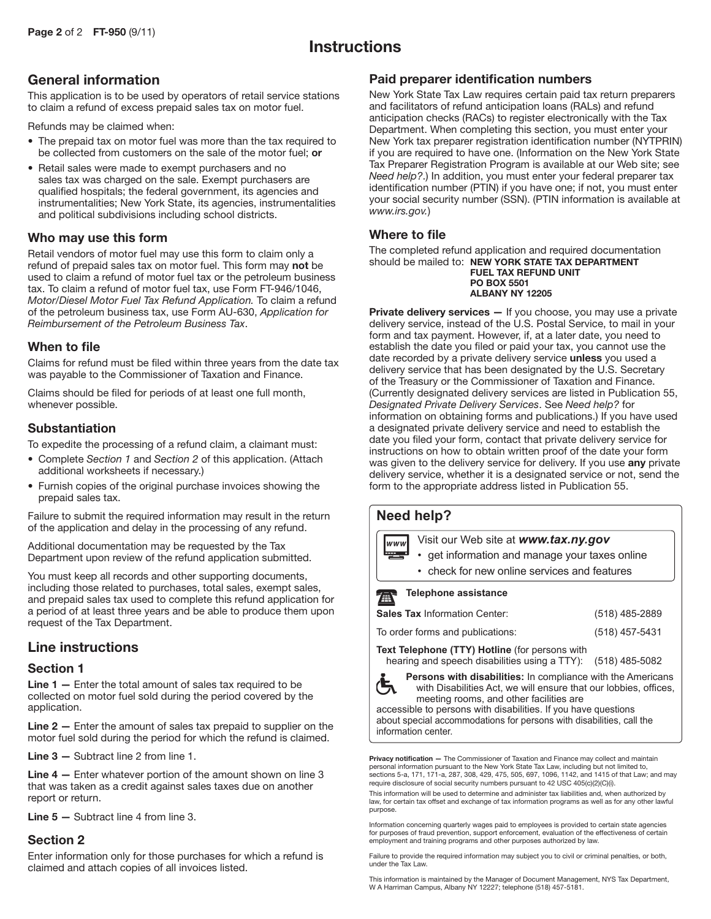# Instructions

## General information

This application is to be used by operators of retail service stations to claim a refund of excess prepaid sales tax on motor fuel.

Refunds may be claimed when:

- The prepaid tax on motor fuel was more than the tax required to be collected from customers on the sale of the motor fuel; **or**
- Retail sales were made to exempt purchasers and no sales tax was charged on the sale. Exempt purchasers are qualified hospitals; the federal government, its agencies and instrumentalities; New York State, its agencies, instrumentalities and political subdivisions including school districts.

## Who may use this form

Retail vendors of motor fuel may use this form to claim only a refund of prepaid sales tax on motor fuel. This form may **not** be used to claim a refund of motor fuel tax or the petroleum business tax. To claim a refund of motor fuel tax, use Form FT-946/1046, *Motor/Diesel Motor Fuel Tax Refund Application.* To claim a refund of the petroleum business tax, use Form AU-630, *Application for Reimbursement of the Petroleum Business Tax*.

## When to file

Claims for refund must be filed within three years from the date tax was payable to the Commissioner of Taxation and Finance.

Claims should be filed for periods of at least one full month, whenever possible.

## Substantiation

To expedite the processing of a refund claim, a claimant must:

- Complete *Section 1* and *Section 2* of this application. (Attach additional worksheets if necessary.)
- Furnish copies of the original purchase invoices showing the prepaid sales tax.

Failure to submit the required information may result in the return of the application and delay in the processing of any refund.

Additional documentation may be requested by the Tax Department upon review of the refund application submitted.

You must keep all records and other supporting documents, including those related to purchases, total sales, exempt sales, and prepaid sales tax used to complete this refund application for a period of at least three years and be able to produce them upon request of the Tax Department.

## Line instructions

### Section 1

**Line 1 —** Enter the total amount of sales tax required to be collected on motor fuel sold during the period covered by the application.

**Line 2 —** Enter the amount of sales tax prepaid to supplier on the motor fuel sold during the period for which the refund is claimed.

**Line 3 —** Subtract line 2 from line 1.

**Line 4 —** Enter whatever portion of the amount shown on line 3 that was taken as a credit against sales taxes due on another report or return.

**Line 5 —** Subtract line 4 from line 3.

### Section 2

Enter information only for those purchases for which a refund is claimed and attach copies of all invoices listed.

## Paid preparer identification numbers

New York State Tax Law requires certain paid tax return preparers and facilitators of refund anticipation loans (RALs) and refund anticipation checks (RACs) to register electronically with the Tax Department. When completing this section, you must enter your New York tax preparer registration identification number (NYTPRIN) if you are required to have one. (Information on the New York State Tax Preparer Registration Program is available at our Web site; see *Need help?*.) In addition, you must enter your federal preparer tax identification number (PTIN) if you have one; if not, you must enter your social security number (SSN). (PTIN information is available at *www.irs.gov.*)

## Where to file

The completed refund application and required documentation should be mailed to: **NEW YORK STATE TAX DEPARTMENT**
**FUEL TAX REFUND UNIT**
**PO BOX 5501**
**ALBANY NY 12205**

**Private delivery services —** If you choose, you may use a private delivery service, instead of the U.S. Postal Service, to mail in your form and tax payment. However, if, at a later date, you need to establish the date you filed or paid your tax, you cannot use the date recorded by a private delivery service **unless** you used a delivery service that has been designated by the U.S. Secretary of the Treasury or the Commissioner of Taxation and Finance. (Currently designated delivery services are listed in Publication 55, *Designated Private Delivery Services*. See *Need help?* for information on obtaining forms and publications.) If you have used a designated private delivery service and need to establish the date you filed your form, contact that private delivery service for instructions on how to obtain written proof of the date your form was given to the delivery service for delivery. If you use **any** private delivery service, whether it is a designated service or not, send the form to the appropriate address listed in Publication 55.

## Need help?

Visit our Web site at ***www.tax.ny.gov***

- get information and manage your taxes online
- check for new online services and features

**Telephone assistance**

| | |
|---|---|
| **Sales Tax** Information Center: | (518) 485-2889 |
| To order forms and publications: | (518) 457-5431 |
| **Text Telephone (TTY) Hotline** (for persons with hearing and speech disabilities using a TTY): | (518) 485-5082 |

**Persons with disabilities:** In compliance with the Americans with Disabilities Act, we will ensure that our lobbies, offices, meeting rooms, and other facilities are accessible to persons with disabilities. If you have questions about special accommodations for persons with disabilities, call the information center.

**Privacy notification —** The Commissioner of Taxation and Finance may collect and maintain personal information pursuant to the New York State Tax Law, including but not limited to, sections 5-a, 171, 171-a, 287, 308, 429, 475, 505, 697, 1096, 1142, and 1415 of that Law; and may require disclosure of social security numbers pursuant to 42 USC 405(c)(2)(C)(i).

This information will be used to determine and administer tax liabilities and, when authorized by law, for certain tax offset and exchange of tax information programs as well as for any other lawful purpose.

Information concerning quarterly wages paid to employees is provided to certain state agencies for purposes of fraud prevention, support enforcement, evaluation of the effectiveness of certain employment and training programs and other purposes authorized by law.

Failure to provide the required information may subject you to civil or criminal penalties, or both, under the Tax Law.

This information is maintained by the Manager of Document Management, NYS Tax Department, W A Harriman Campus, Albany NY 12227; telephone (518) 457-5181.